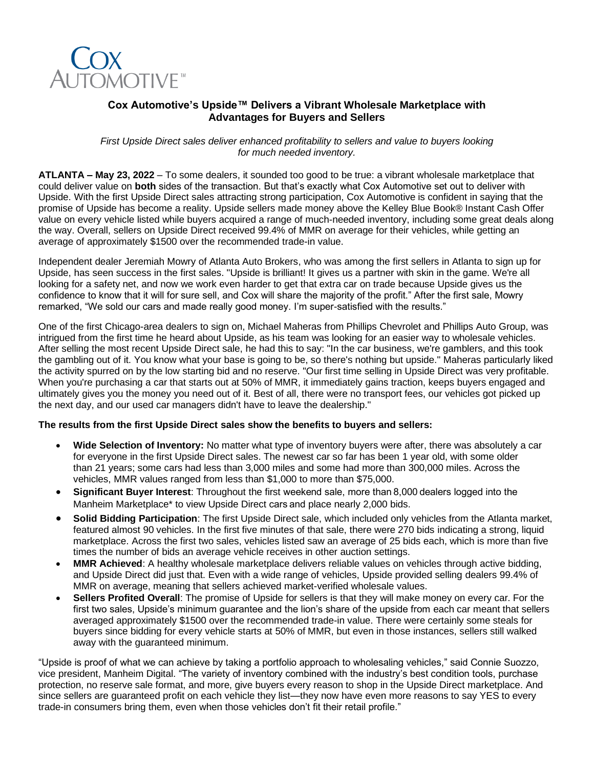# Cox Automotive's Upside™ Delivers a Vibrant Wholesale Marketplace with Advantages for Buyers and Sellers

*First Upside Direct sales deliver enhanced profitability to sellers and value to buyers looking for much needed inventory.*

**ATLANTA – May 23, 2022** – To some dealers, it sounded too good to be true: a vibrant wholesale marketplace that could deliver value on **both** sides of the transaction. But that's exactly what Cox Automotive set out to deliver with Upside. With the first Upside Direct sales attracting strong participation, Cox Automotive is confident in saying that the promise of Upside has become a reality. Upside sellers made money above the Kelley Blue Book® Instant Cash Offer value on every vehicle listed while buyers acquired a range of much-needed inventory, including some great deals along the way. Overall, sellers on Upside Direct received 99.4% of MMR on average for their vehicles, while getting an average of approximately $1500 over the recommended trade-in value.

Independent dealer Jeremiah Mowry of Atlanta Auto Brokers, who was among the first sellers in Atlanta to sign up for Upside, has seen success in the first sales. "Upside is brilliant! It gives us a partner with skin in the game. We're all looking for a safety net, and now we work even harder to get that extra car on trade because Upside gives us the confidence to know that it will for sure sell, and Cox will share the majority of the profit." After the first sale, Mowry remarked, "We sold our cars and made really good money. I'm super-satisfied with the results."

One of the first Chicago-area dealers to sign on, Michael Maheras from Phillips Chevrolet and Phillips Auto Group, was intrigued from the first time he heard about Upside, as his team was looking for an easier way to wholesale vehicles. After selling the most recent Upside Direct sale, he had this to say: "In the car business, we're gamblers, and this took the gambling out of it. You know what your base is going to be, so there's nothing but upside." Maheras particularly liked the activity spurred on by the low starting bid and no reserve. "Our first time selling in Upside Direct was very profitable. When you're purchasing a car that starts out at 50% of MMR, it immediately gains traction, keeps buyers engaged and ultimately gives you the money you need out of it. Best of all, there were no transport fees, our vehicles got picked up the next day, and our used car managers didn't have to leave the dealership."

**The results from the first Upside Direct sales show the benefits to buyers and sellers:**

- **Wide Selection of Inventory:** No matter what type of inventory buyers were after, there was absolutely a car for everyone in the first Upside Direct sales. The newest car so far has been 1 year old, with some older than 21 years; some cars had less than 3,000 miles and some had more than 300,000 miles. Across the vehicles, MMR values ranged from less than $1,000 to more than $75,000.
- **Significant Buyer Interest**: Throughout the first weekend sale, more than 8,000 dealers logged into the Manheim Marketplace* to view Upside Direct cars and place nearly 2,000 bids.
- **Solid Bidding Participation**: The first Upside Direct sale, which included only vehicles from the Atlanta market, featured almost 90 vehicles. In the first five minutes of that sale, there were 270 bids indicating a strong, liquid marketplace. Across the first two sales, vehicles listed saw an average of 25 bids each, which is more than five times the number of bids an average vehicle receives in other auction settings.
- **MMR Achieved**: A healthy wholesale marketplace delivers reliable values on vehicles through active bidding, and Upside Direct did just that. Even with a wide range of vehicles, Upside provided selling dealers 99.4% of MMR on average, meaning that sellers achieved market-verified wholesale values.
- **Sellers Profited Overall**: The promise of Upside for sellers is that they will make money on every car. For the first two sales, Upside's minimum guarantee and the lion's share of the upside from each car meant that sellers averaged approximately $1500 over the recommended trade-in value. There were certainly some steals for buyers since bidding for every vehicle starts at 50% of MMR, but even in those instances, sellers still walked away with the guaranteed minimum.

"Upside is proof of what we can achieve by taking a portfolio approach to wholesaling vehicles," said Connie Suozzo, vice president, Manheim Digital. "The variety of inventory combined with the industry's best condition tools, purchase protection, no reserve sale format, and more, give buyers every reason to shop in the Upside Direct marketplace. And since sellers are guaranteed profit on each vehicle they list—they now have even more reasons to say YES to every trade-in consumers bring them, even when those vehicles don't fit their retail profile."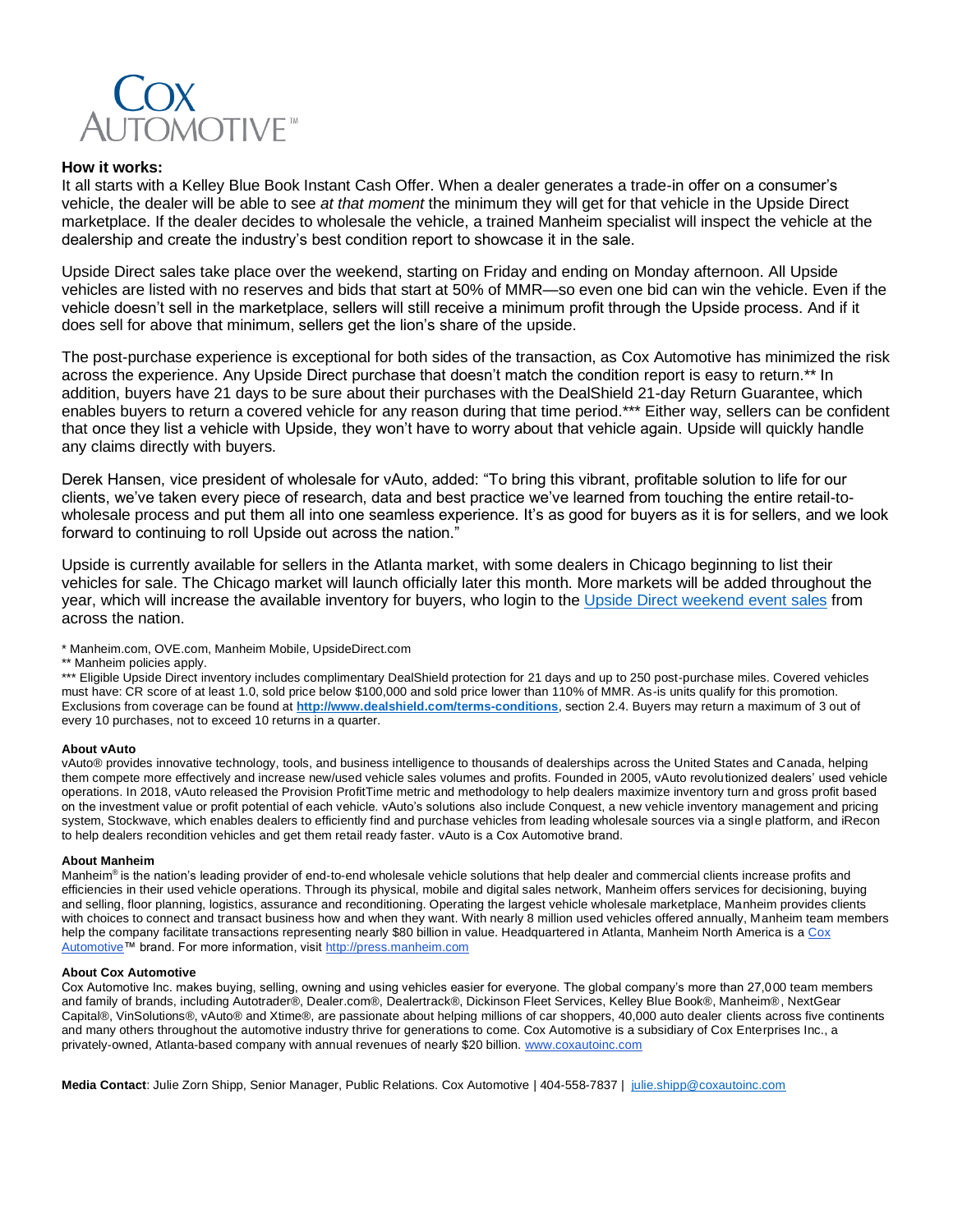**How it works:**
It all starts with a Kelley Blue Book Instant Cash Offer. When a dealer generates a trade-in offer on a consumer's vehicle, the dealer will be able to see *at that moment* the minimum they will get for that vehicle in the Upside Direct marketplace. If the dealer decides to wholesale the vehicle, a trained Manheim specialist will inspect the vehicle at the dealership and create the industry's best condition report to showcase it in the sale.

Upside Direct sales take place over the weekend, starting on Friday and ending on Monday afternoon. All Upside vehicles are listed with no reserves and bids that start at 50% of MMR—so even one bid can win the vehicle. Even if the vehicle doesn't sell in the marketplace, sellers will still receive a minimum profit through the Upside process. And if it does sell for above that minimum, sellers get the lion's share of the upside.

The post-purchase experience is exceptional for both sides of the transaction, as Cox Automotive has minimized the risk across the experience. Any Upside Direct purchase that doesn't match the condition report is easy to return.** In addition, buyers have 21 days to be sure about their purchases with the DealShield 21-day Return Guarantee, which enables buyers to return a covered vehicle for any reason during that time period.*** Either way, sellers can be confident that once they list a vehicle with Upside, they won't have to worry about that vehicle again. Upside will quickly handle any claims directly with buyers.

Derek Hansen, vice president of wholesale for vAuto, added: "To bring this vibrant, profitable solution to life for our clients, we've taken every piece of research, data and best practice we've learned from touching the entire retail-to-wholesale process and put them all into one seamless experience. It's as good for buyers as it is for sellers, and we look forward to continuing to roll Upside out across the nation."

Upside is currently available for sellers in the Atlanta market, with some dealers in Chicago beginning to list their vehicles for sale. The Chicago market will launch officially later this month. More markets will be added throughout the year, which will increase the available inventory for buyers, who login to the [Upside Direct weekend event sales]() from across the nation.

\* Manheim.com, OVE.com, Manheim Mobile, UpsideDirect.com

** Manheim policies apply.

*** Eligible Upside Direct inventory includes complimentary DealShield protection for 21 days and up to 250 post-purchase miles. Covered vehicles must have: CR score of at least 1.0, sold price below $100,000 and sold price lower than 110% of MMR. As-is units qualify for this promotion. Exclusions from coverage can be found at **http://www.dealshield.com/terms-conditions**, section 2.4. Buyers may return a maximum of 3 out of every 10 purchases, not to exceed 10 returns in a quarter.

**About vAuto**
vAuto® provides innovative technology, tools, and business intelligence to thousands of dealerships across the United States and Canada, helping them compete more effectively and increase new/used vehicle sales volumes and profits. Founded in 2005, vAuto revolutionized dealers' used vehicle operations. In 2018, vAuto released the Provision ProfitTime metric and methodology to help dealers maximize inventory turn and gross profit based on the investment value or profit potential of each vehicle. vAuto's solutions also include Conquest, a new vehicle inventory management and pricing system, Stockwave, which enables dealers to efficiently find and purchase vehicles from leading wholesale sources via a single platform, and iRecon to help dealers recondition vehicles and get them retail ready faster. vAuto is a Cox Automotive brand.

**About Manheim**
Manheim® is the nation's leading provider of end-to-end wholesale vehicle solutions that help dealer and commercial clients increase profits and efficiencies in their used vehicle operations. Through its physical, mobile and digital sales network, Manheim offers services for decisioning, buying and selling, floor planning, logistics, assurance and reconditioning. Operating the largest vehicle wholesale marketplace, Manheim provides clients with choices to connect and transact business how and when they want. With nearly 8 million used vehicles offered annually, Manheim team members help the company facilitate transactions representing nearly $80 billion in value. Headquartered in Atlanta, Manheim North America is a Cox Automotive™ brand. For more information, visit http://press.manheim.com

**About Cox Automotive**
Cox Automotive Inc. makes buying, selling, owning and using vehicles easier for everyone. The global company's more than 27,000 team members and family of brands, including Autotrader®, Dealer.com®, Dealertrack®, Dickinson Fleet Services, Kelley Blue Book®, Manheim®, NextGear Capital®, VinSolutions®, vAuto® and Xtime®, are passionate about helping millions of car shoppers, 40,000 auto dealer clients across five continents and many others throughout the automotive industry thrive for generations to come. Cox Automotive is a subsidiary of Cox Enterprises Inc., a privately-owned, Atlanta-based company with annual revenues of nearly $20 billion. www.coxautoinc.com

**Media Contact**: Julie Zorn Shipp, Senior Manager, Public Relations. Cox Automotive | 404-558-7837 | julie.shipp@coxautoinc.com